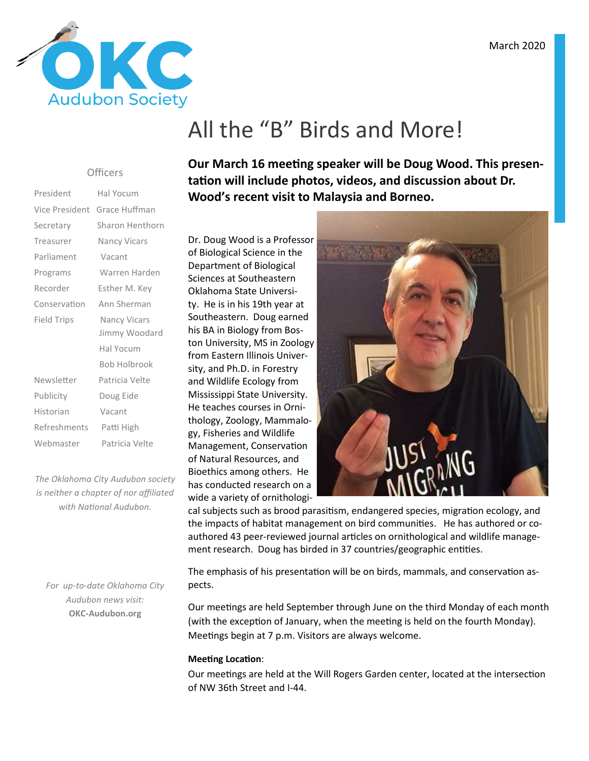OKC Audubon Society

March 2020

# All the "B" Birds and More!

**Our March 16 meeting speaker will be Doug Wood. This presentation will include photos, videos, and discussion about Dr. Wood's recent visit to Malaysia and Borneo.**

Dr. Doug Wood is a Professor of Biological Science in the Department of Biological Sciences at Southeastern Oklahoma State University. He is in his 19th year at Southeastern. Doug earned his BA in Biology from Boston University, MS in Zoology from Eastern Illinois University, and Ph.D. in Forestry and Wildlife Ecology from Mississippi State University. He teaches courses in Ornithology, Zoology, Mammalogy, Fisheries and Wildlife Management, Conservation of Natural Resources, and Bioethics among others. He has conducted research on a wide a variety of ornithological subjects such as brood parasitism, endangered species, migration ecology, and the impacts of habitat management on bird communities. He has authored or co-authored 43 peer-reviewed journal articles on ornithological and wildlife management research. Doug has birded in 37 countries/geographic entities.

The emphasis of his presentation will be on birds, mammals, and conservation aspects.

Our meetings are held September through June on the third Monday of each month (with the exception of January, when the meeting is held on the fourth Monday). Meetings begin at 7 p.m. Visitors are always welcome.

**Meeting Location**:

Our meetings are held at the Will Rogers Garden center, located at the intersection of NW 36th Street and I-44.

## Officers

| | |
|---|---|
| President | Hal Yocum |
| Vice President | Grace Huffman |
| Secretary | Sharon Henthorn |
| Treasurer | Nancy Vicars |
| Parliament | Vacant |
| Programs | Warren Harden |
| Recorder | Esther M. Key |
| Conservation | Ann Sherman |
| Field Trips | Nancy Vicars<br>Jimmy Woodard<br>Hal Yocum<br>Bob Holbrook |
| Newsletter | Patricia Velte |
| Publicity | Doug Eide |
| Historian | Vacant |
| Refreshments | Patti High |
| Webmaster | Patricia Velte |

*The Oklahoma City Audubon society is neither a chapter of nor affiliated with National Audubon.*

*For up-to-date Oklahoma City Audubon news visit:*
**OKC-Audubon.org**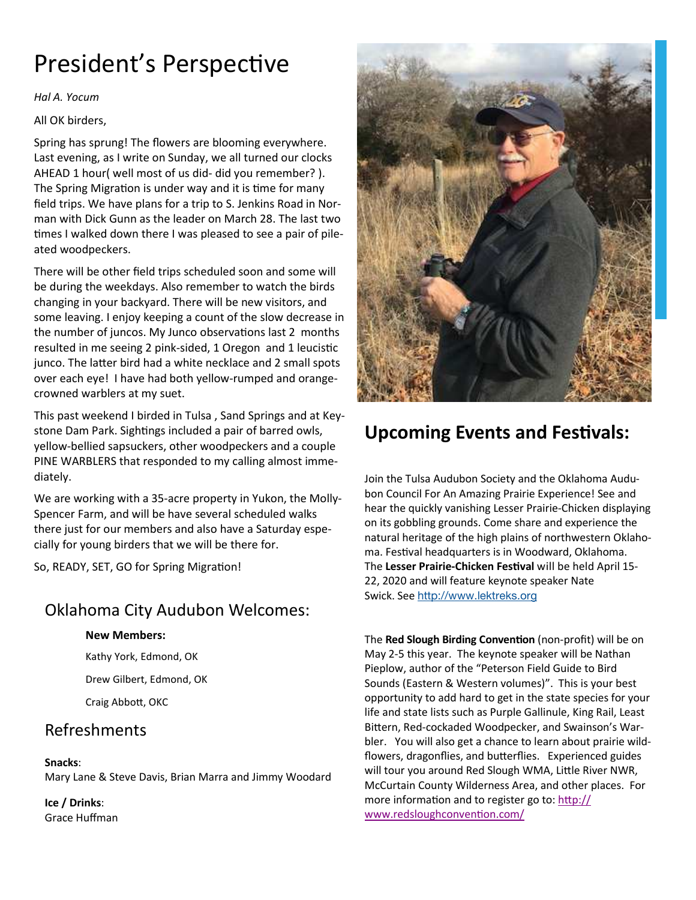# President's Perspective

*Hal A. Yocum*

All OK birders,

Spring has sprung! The flowers are blooming everywhere. Last evening, as I write on Sunday, we all turned our clocks AHEAD 1 hour( well most of us did- did you remember? ). The Spring Migration is under way and it is time for many field trips. We have plans for a trip to S. Jenkins Road in Norman with Dick Gunn as the leader on March 28. The last two times I walked down there I was pleased to see a pair of pileated woodpeckers.

There will be other field trips scheduled soon and some will be during the weekdays. Also remember to watch the birds changing in your backyard. There will be new visitors, and some leaving. I enjoy keeping a count of the slow decrease in the number of juncos. My Junco observations last 2 months resulted in me seeing 2 pink-sided, 1 Oregon and 1 leucistic junco. The latter bird had a white necklace and 2 small spots over each eye! I have had both yellow-rumped and orange-crowned warblers at my suet.

This past weekend I birded in Tulsa , Sand Springs and at Keystone Dam Park. Sightings included a pair of barred owls, yellow-bellied sapsuckers, other woodpeckers and a couple PINE WARBLERS that responded to my calling almost immediately.

We are working with a 35-acre property in Yukon, the Molly-Spencer Farm, and will be have several scheduled walks there just for our members and also have a Saturday especially for young birders that we will be there for.

So, READY, SET, GO for Spring Migration!

## Oklahoma City Audubon Welcomes:

**New Members:**

Kathy York, Edmond, OK

Drew Gilbert, Edmond, OK

Craig Abbott, OKC

## Refreshments

**Snacks**:
Mary Lane & Steve Davis, Brian Marra and Jimmy Woodard

**Ice / Drinks**:
Grace Huffman

## Upcoming Events and Festivals:

Join the Tulsa Audubon Society and the Oklahoma Audubon Council For An Amazing Prairie Experience! See and hear the quickly vanishing Lesser Prairie-Chicken displaying on its gobbling grounds. Come share and experience the natural heritage of the high plains of northwestern Oklahoma. Festival headquarters is in Woodward, Oklahoma. The **Lesser Prairie-Chicken Festival** will be held April 15-22, 2020 and will feature keynote speaker Nate Swick. See http://www.lektreks.org

The **Red Slough Birding Convention** (non-profit) will be on May 2-5 this year. The keynote speaker will be Nathan Pieplow, author of the "Peterson Field Guide to Bird Sounds (Eastern & Western volumes)". This is your best opportunity to add hard to get in the state species for your life and state lists such as Purple Gallinule, King Rail, Least Bittern, Red-cockaded Woodpecker, and Swainson's Warbler. You will also get a chance to learn about prairie wildflowers, dragonflies, and butterflies. Experienced guides will tour you around Red Slough WMA, Little River NWR, McCurtain County Wilderness Area, and other places. For more information and to register go to: http://www.redsloughconvention.com/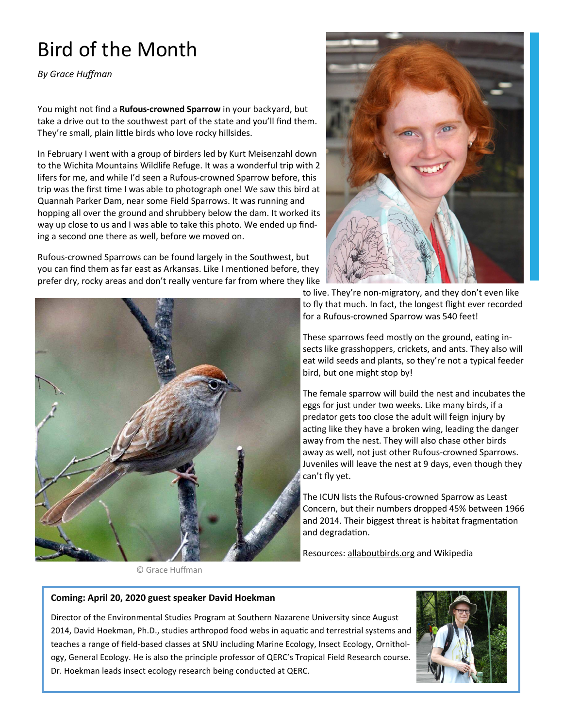# Bird of the Month

*By Grace Huffman*

You might not find a **Rufous-crowned Sparrow** in your backyard, but take a drive out to the southwest part of the state and you'll find them. They're small, plain little birds who love rocky hillsides.

In February I went with a group of birders led by Kurt Meisenzahl down to the Wichita Mountains Wildlife Refuge. It was a wonderful trip with 2 lifers for me, and while I'd seen a Rufous-crowned Sparrow before, this trip was the first time I was able to photograph one! We saw this bird at Quannah Parker Dam, near some Field Sparrows. It was running and hopping all over the ground and shrubbery below the dam. It worked its way up close to us and I was able to take this photo. We ended up finding a second one there as well, before we moved on.

Rufous-crowned Sparrows can be found largely in the Southwest, but you can find them as far east as Arkansas. Like I mentioned before, they prefer dry, rocky areas and don't really venture far from where they like to live. They're non-migratory, and they don't even like to fly that much. In fact, the longest flight ever recorded for a Rufous-crowned Sparrow was 540 feet!

These sparrows feed mostly on the ground, eating insects like grasshoppers, crickets, and ants. They also will eat wild seeds and plants, so they're not a typical feeder bird, but one might stop by!

The female sparrow will build the nest and incubates the eggs for just under two weeks. Like many birds, if a predator gets too close the adult will feign injury by acting like they have a broken wing, leading the danger away from the nest. They will also chase other birds away as well, not just other Rufous-crowned Sparrows. Juveniles will leave the nest at 9 days, even though they can't fly yet.

The ICUN lists the Rufous-crowned Sparrow as Least Concern, but their numbers dropped 45% between 1966 and 2014. Their biggest threat is habitat fragmentation and degradation.

Resources: allaboutbirds.org and Wikipedia

© Grace Huffman

**Coming: April 20, 2020 guest speaker David Hoekman**

Director of the Environmental Studies Program at Southern Nazarene University since August 2014, David Hoekman, Ph.D., studies arthropod food webs in aquatic and terrestrial systems and teaches a range of field-based classes at SNU including Marine Ecology, Insect Ecology, Ornithology, General Ecology. He is also the principle professor of QERC's Tropical Field Research course. Dr. Hoekman leads insect ecology research being conducted at QERC.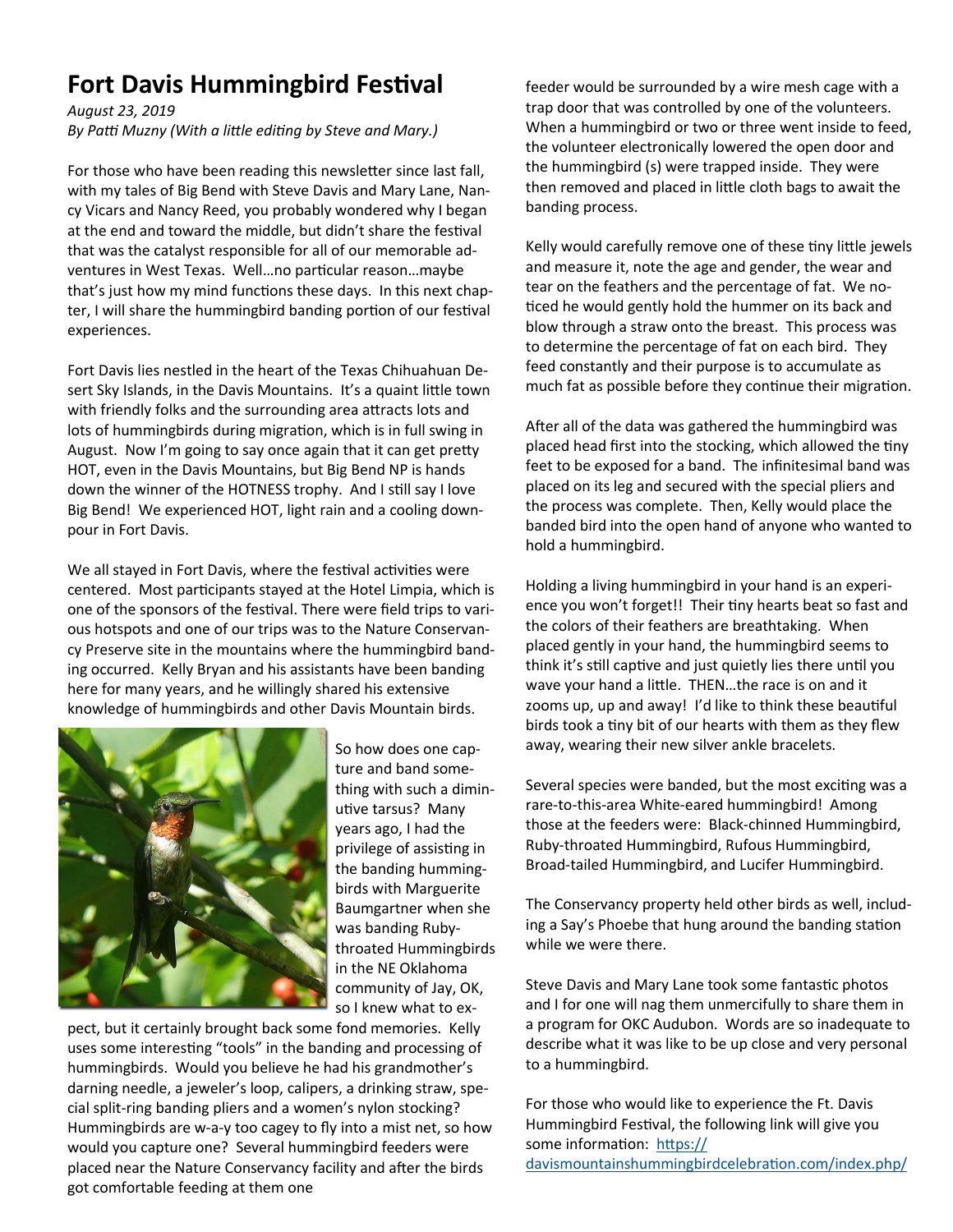# Fort Davis Hummingbird Festival

*August 23, 2019*
*By Patti Muzny (With a little editing by Steve and Mary.)*

For those who have been reading this newsletter since last fall, with my tales of Big Bend with Steve Davis and Mary Lane, Nancy Vicars and Nancy Reed, you probably wondered why I began at the end and toward the middle, but didn't share the festival that was the catalyst responsible for all of our memorable adventures in West Texas. Well…no particular reason…maybe that's just how my mind functions these days. In this next chapter, I will share the hummingbird banding portion of our festival experiences.

Fort Davis lies nestled in the heart of the Texas Chihuahuan Desert Sky Islands, in the Davis Mountains. It's a quaint little town with friendly folks and the surrounding area attracts lots and lots of hummingbirds during migration, which is in full swing in August. Now I'm going to say once again that it can get pretty HOT, even in the Davis Mountains, but Big Bend NP is hands down the winner of the HOTNESS trophy. And I still say I love Big Bend! We experienced HOT, light rain and a cooling downpour in Fort Davis.

We all stayed in Fort Davis, where the festival activities were centered. Most participants stayed at the Hotel Limpia, which is one of the sponsors of the festival. There were field trips to various hotspots and one of our trips was to the Nature Conservancy Preserve site in the mountains where the hummingbird banding occurred. Kelly Bryan and his assistants have been banding here for many years, and he willingly shared his extensive knowledge of hummingbirds and other Davis Mountain birds.

So how does one capture and band something with such a diminutive tarsus? Many years ago, I had the privilege of assisting in the banding hummingbirds with Marguerite Baumgartner when she was banding Ruby-throated Hummingbirds in the NE Oklahoma community of Jay, OK, so I knew what to expect, but it certainly brought back some fond memories. Kelly uses some interesting "tools" in the banding and processing of hummingbirds. Would you believe he had his grandmother's darning needle, a jeweler's loop, calipers, a drinking straw, special split-ring banding pliers and a women's nylon stocking? Hummingbirds are w-a-y too cagey to fly into a mist net, so how would you capture one? Several hummingbird feeders were placed near the Nature Conservancy facility and after the birds got comfortable feeding at them one feeder would be surrounded by a wire mesh cage with a trap door that was controlled by one of the volunteers. When a hummingbird or two or three went inside to feed, the volunteer electronically lowered the open door and the hummingbird (s) were trapped inside. They were then removed and placed in little cloth bags to await the banding process.

Kelly would carefully remove one of these tiny little jewels and measure it, note the age and gender, the wear and tear on the feathers and the percentage of fat. We noticed he would gently hold the hummer on its back and blow through a straw onto the breast. This process was to determine the percentage of fat on each bird. They feed constantly and their purpose is to accumulate as much fat as possible before they continue their migration.

After all of the data was gathered the hummingbird was placed head first into the stocking, which allowed the tiny feet to be exposed for a band. The infinitesimal band was placed on its leg and secured with the special pliers and the process was complete. Then, Kelly would place the banded bird into the open hand of anyone who wanted to hold a hummingbird.

Holding a living hummingbird in your hand is an experience you won't forget!! Their tiny hearts beat so fast and the colors of their feathers are breathtaking. When placed gently in your hand, the hummingbird seems to think it's still captive and just quietly lies there until you wave your hand a little. THEN…the race is on and it zooms up, up and away! I'd like to think these beautiful birds took a tiny bit of our hearts with them as they flew away, wearing their new silver ankle bracelets.

Several species were banded, but the most exciting was a rare-to-this-area White-eared hummingbird! Among those at the feeders were: Black-chinned Hummingbird, Ruby-throated Hummingbird, Rufous Hummingbird, Broad-tailed Hummingbird, and Lucifer Hummingbird.

The Conservancy property held other birds as well, including a Say's Phoebe that hung around the banding station while we were there.

Steve Davis and Mary Lane took some fantastic photos and I for one will nag them unmercifully to share them in a program for OKC Audubon. Words are so inadequate to describe what it was like to be up close and very personal to a hummingbird.

For those who would like to experience the Ft. Davis Hummingbird Festival, the following link will give you some information: [https://davismountainshummingbirdcelebration.com/index.php/](https://davismountainshummingbirdcelebration.com/index.php/)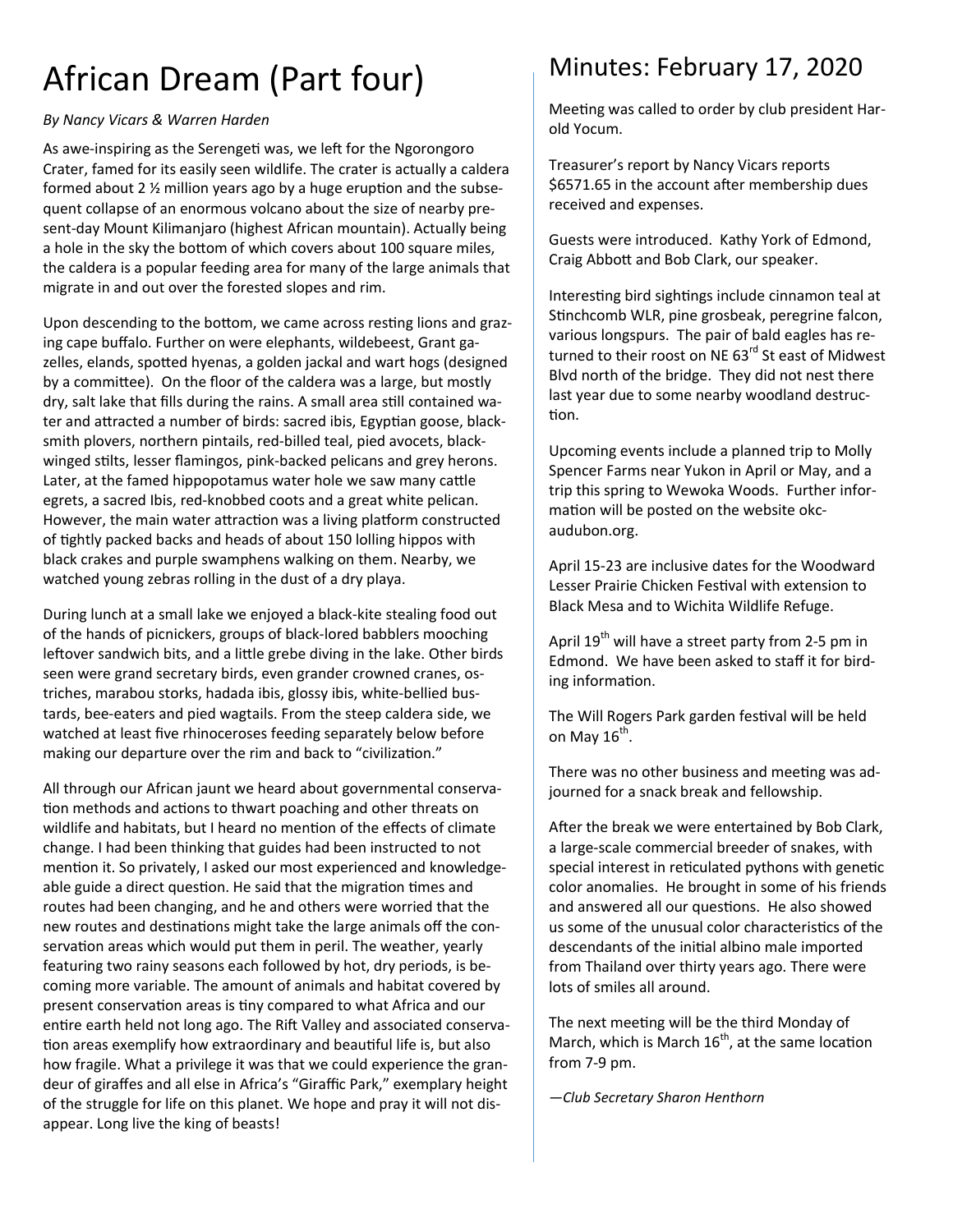# African Dream (Part four)

*By Nancy Vicars & Warren Harden*

As awe-inspiring as the Serengeti was, we left for the Ngorongoro Crater, famed for its easily seen wildlife. The crater is actually a caldera formed about 2 ½ million years ago by a huge eruption and the subsequent collapse of an enormous volcano about the size of nearby present-day Mount Kilimanjaro (highest African mountain). Actually being a hole in the sky the bottom of which covers about 100 square miles, the caldera is a popular feeding area for many of the large animals that migrate in and out over the forested slopes and rim.

Upon descending to the bottom, we came across resting lions and grazing cape buffalo. Further on were elephants, wildebeest, Grant gazelles, elands, spotted hyenas, a golden jackal and wart hogs (designed by a committee). On the floor of the caldera was a large, but mostly dry, salt lake that fills during the rains. A small area still contained water and attracted a number of birds: sacred ibis, Egyptian goose, blacksmith plovers, northern pintails, red-billed teal, pied avocets, black-winged stilts, lesser flamingos, pink-backed pelicans and grey herons. Later, at the famed hippopotamus water hole we saw many cattle egrets, a sacred Ibis, red-knobbed coots and a great white pelican. However, the main water attraction was a living platform constructed of tightly packed backs and heads of about 150 lolling hippos with black crakes and purple swamphens walking on them. Nearby, we watched young zebras rolling in the dust of a dry playa.

During lunch at a small lake we enjoyed a black-kite stealing food out of the hands of picnickers, groups of black-lored babblers mooching leftover sandwich bits, and a little grebe diving in the lake. Other birds seen were grand secretary birds, even grander crowned cranes, ostriches, marabou storks, hadada ibis, glossy ibis, white-bellied bustards, bee-eaters and pied wagtails. From the steep caldera side, we watched at least five rhinoceroses feeding separately below before making our departure over the rim and back to "civilization."

All through our African jaunt we heard about governmental conservation methods and actions to thwart poaching and other threats on wildlife and habitats, but I heard no mention of the effects of climate change. I had been thinking that guides had been instructed to not mention it. So privately, I asked our most experienced and knowledgeable guide a direct question. He said that the migration times and routes had been changing, and he and others were worried that the new routes and destinations might take the large animals off the conservation areas which would put them in peril. The weather, yearly featuring two rainy seasons each followed by hot, dry periods, is becoming more variable. The amount of animals and habitat covered by present conservation areas is tiny compared to what Africa and our entire earth held not long ago. The Rift Valley and associated conservation areas exemplify how extraordinary and beautiful life is, but also how fragile. What a privilege it was that we could experience the grandeur of giraffes and all else in Africa's "Giraffic Park," exemplary height of the struggle for life on this planet. We hope and pray it will not disappear. Long live the king of beasts!

# Minutes: February 17, 2020

Meeting was called to order by club president Harold Yocum.

Treasurer's report by Nancy Vicars reports $6571.65 in the account after membership dues received and expenses.

Guests were introduced. Kathy York of Edmond, Craig Abbott and Bob Clark, our speaker.

Interesting bird sightings include cinnamon teal at Stinchcomb WLR, pine grosbeak, peregrine falcon, various longspurs. The pair of bald eagles has returned to their roost on NE 63rd St east of Midwest Blvd north of the bridge. They did not nest there last year due to some nearby woodland destruction.

Upcoming events include a planned trip to Molly Spencer Farms near Yukon in April or May, and a trip this spring to Wewoka Woods. Further information will be posted on the website okc-audubon.org.

April 15-23 are inclusive dates for the Woodward Lesser Prairie Chicken Festival with extension to Black Mesa and to Wichita Wildlife Refuge.

April 19th will have a street party from 2-5 pm in Edmond. We have been asked to staff it for birding information.

The Will Rogers Park garden festival will be held on May 16th.

There was no other business and meeting was adjourned for a snack break and fellowship.

After the break we were entertained by Bob Clark, a large-scale commercial breeder of snakes, with special interest in reticulated pythons with genetic color anomalies. He brought in some of his friends and answered all our questions. He also showed us some of the unusual color characteristics of the descendants of the initial albino male imported from Thailand over thirty years ago. There were lots of smiles all around.

The next meeting will be the third Monday of March, which is March 16th, at the same location from 7-9 pm.

*—Club Secretary Sharon Henthorn*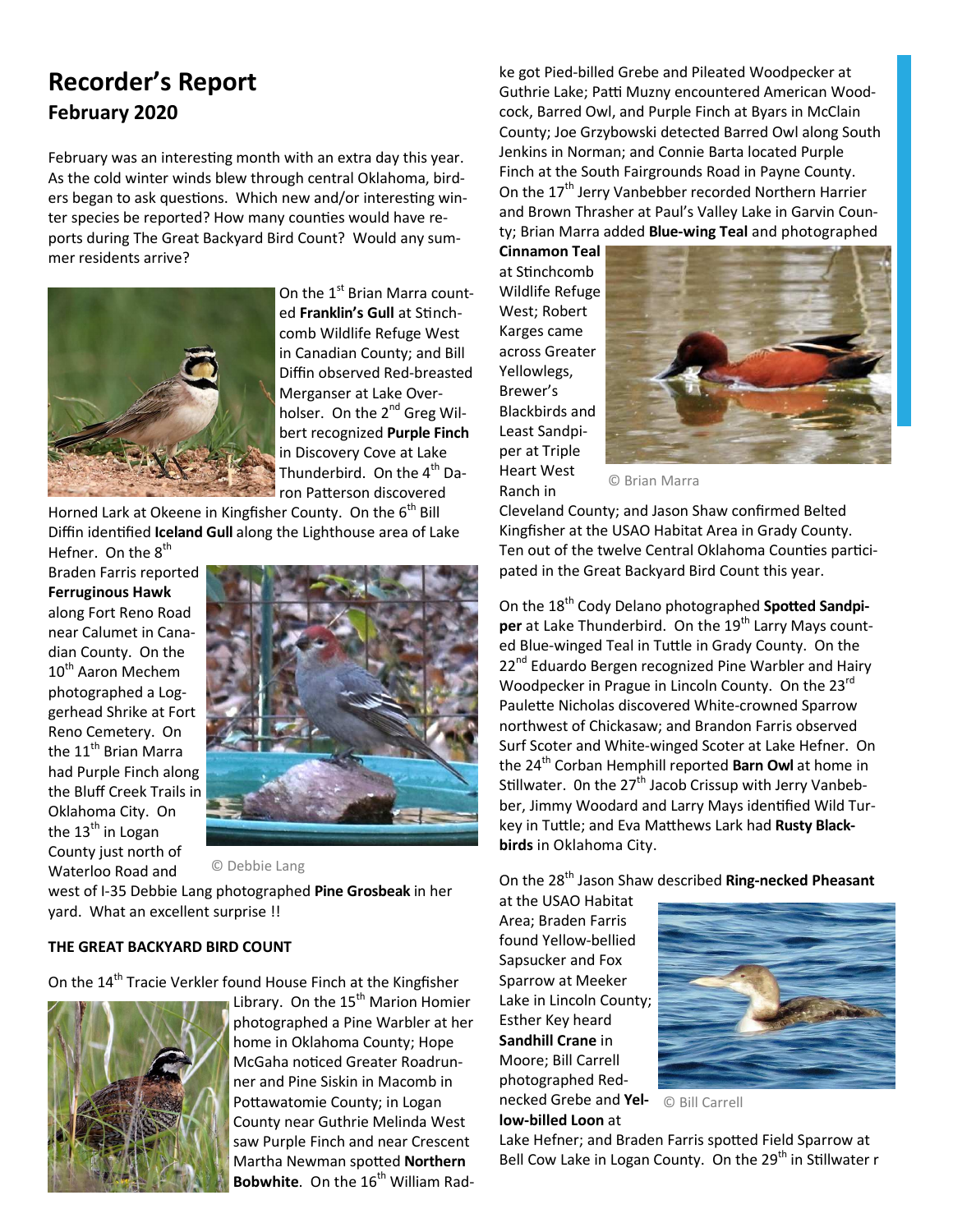# Recorder's Report

## February 2020

February was an interesting month with an extra day this year. As the cold winter winds blew through central Oklahoma, birders began to ask questions. Which new and/or interesting winter species be reported? How many counties would have reports during The Great Backyard Bird Count? Would any summer residents arrive?

On the 1st Brian Marra counted **Franklin's Gull** at Stinchcomb Wildlife Refuge West in Canadian County; and Bill Diffin observed Red-breasted Merganser at Lake Overholser. On the 2nd Greg Wilbert recognized **Purple Finch** in Discovery Cove at Lake Thunderbird. On the 4th Daron Patterson discovered Horned Lark at Okeene in Kingfisher County. On the 6th Bill Diffin identified **Iceland Gull** along the Lighthouse area of Lake Hefner. On the 8th Braden Farris reported **Ferruginous Hawk** along Fort Reno Road near Calumet in Canadian County. On the 10th Aaron Mechem photographed a Loggerhead Shrike at Fort Reno Cemetery. On the 11th Brian Marra had Purple Finch along the Bluff Creek Trails in Oklahoma City. On the 13th in Logan County just north of Waterloo Road and west of I-35 Debbie Lang photographed **Pine Grosbeak** in her yard. What an excellent surprise !!

© Debbie Lang

**THE GREAT BACKYARD BIRD COUNT**

On the 14th Tracie Verkler found House Finch at the Kingfisher Library. On the 15th Marion Homier photographed a Pine Warbler at her home in Oklahoma County; Hope McGaha noticed Greater Roadrunner and Pine Siskin in Macomb in Pottawatomie County; in Logan County near Guthrie Melinda West saw Purple Finch and near Crescent Martha Newman spotted **Northern Bobwhite**. On the 16th William Radke got Pied-billed Grebe and Pileated Woodpecker at Guthrie Lake; Patti Muzny encountered American Woodcock, Barred Owl, and Purple Finch at Byars in McClain County; Joe Grzybowski detected Barred Owl along South Jenkins in Norman; and Connie Barta located Purple Finch at the South Fairgrounds Road in Payne County. On the 17th Jerry Vanbebber recorded Northern Harrier and Brown Thrasher at Paul's Valley Lake in Garvin County; Brian Marra added **Blue-wing Teal** and photographed **Cinnamon Teal** at Stinchcomb Wildlife Refuge West; Robert Karges came across Greater Yellowlegs, Brewer's Blackbirds and Least Sandpiper at Triple Heart West Ranch in Cleveland County; and Jason Shaw confirmed Belted Kingfisher at the USAO Habitat Area in Grady County. Ten out of the twelve Central Oklahoma Counties participated in the Great Backyard Bird Count this year.

© Brian Marra

On the 18th Cody Delano photographed **Spotted Sandpiper** at Lake Thunderbird. On the 19th Larry Mays counted Blue-winged Teal in Tuttle in Grady County. On the 22nd Eduardo Bergen recognized Pine Warbler and Hairy Woodpecker in Prague in Lincoln County. On the 23rd Paulette Nicholas discovered White-crowned Sparrow northwest of Chickasaw; and Brandon Farris observed Surf Scoter and White-winged Scoter at Lake Hefner. On the 24th Corban Hemphill reported **Barn Owl** at home in Stillwater. On the 27th Jacob Crissup with Jerry Vanbebber, Jimmy Woodard and Larry Mays identified Wild Turkey in Tuttle; and Eva Matthews Lark had **Rusty Blackbirds** in Oklahoma City.

On the 28th Jason Shaw described **Ring-necked Pheasant** at the USAO Habitat Area; Braden Farris found Yellow-bellied Sapsucker and Fox Sparrow at Meeker Lake in Lincoln County; Esther Key heard **Sandhill Crane** in Moore; Bill Carrell photographed Red-necked Grebe and **Yellow-billed Loon** at Lake Hefner; and Braden Farris spotted Field Sparrow at Bell Cow Lake in Logan County. On the 29th in Stillwater r

© Bill Carrell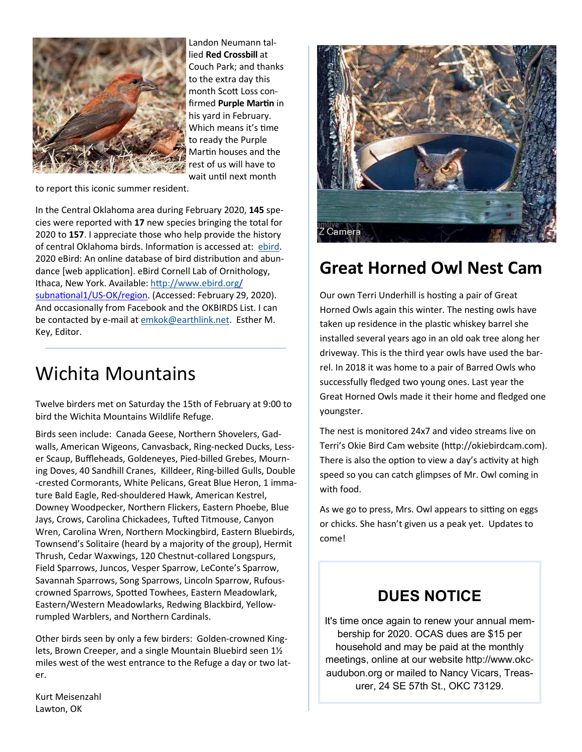Landon Neumann tallied **Red Crossbill** at Couch Park; and thanks to the extra day this month Scott Loss confirmed **Purple Martin** in his yard in February. Which means it's time to ready the Purple Martin houses and the rest of us will have to wait until next month to report this iconic summer resident.

In the Central Oklahoma area during February 2020, **145** species were reported with **17** new species bringing the total for 2020 to **157**. I appreciate those who help provide the history of central Oklahoma birds. Information is accessed at: ebird. 2020 eBird: An online database of bird distribution and abundance [web application]. eBird Cornell Lab of Ornithology, Ithaca, New York. Available: http://www.ebird.org/subnational1/US-OK/region. (Accessed: February 29, 2020). And occasionally from Facebook and the OKBIRDS List. I can be contacted by e-mail at emkok@earthlink.net. Esther M. Key, Editor.

# Wichita Mountains

Twelve birders met on Saturday the 15th of February at 9:00 to bird the Wichita Mountains Wildlife Refuge.

Birds seen include: Canada Geese, Northern Shovelers, Gadwalls, American Wigeons, Canvasback, Ring-necked Ducks, Lesser Scaup, Buffleheads, Goldeneyes, Pied-billed Grebes, Mourning Doves, 40 Sandhill Cranes, Killdeer, Ring-billed Gulls, Double-crested Cormorants, White Pelicans, Great Blue Heron, 1 immature Bald Eagle, Red-shouldered Hawk, American Kestrel, Downey Woodpecker, Northern Flickers, Eastern Phoebe, Blue Jays, Crows, Carolina Chickadees, Tufted Titmouse, Canyon Wren, Carolina Wren, Northern Mockingbird, Eastern Bluebirds, Townsend's Solitaire (heard by a majority of the group), Hermit Thrush, Cedar Waxwings, 120 Chestnut-collared Longspurs, Field Sparrows, Juncos, Vesper Sparrow, LeConte's Sparrow, Savannah Sparrows, Song Sparrows, Lincoln Sparrow, Rufous-crowned Sparrows, Spotted Towhees, Eastern Meadowlark, Eastern/Western Meadowlarks, Redwing Blackbird, Yellow-rumpled Warblers, and Northern Cardinals.

Other birds seen by only a few birders: Golden-crowned Kinglets, Brown Creeper, and a single Mountain Bluebird seen 1½ miles west of the west entrance to the Refuge a day or two later.

Kurt Meisenzahl
Lawton, OK

# Great Horned Owl Nest Cam

Our own Terri Underhill is hosting a pair of Great Horned Owls again this winter. The nesting owls have taken up residence in the plastic whiskey barrel she installed several years ago in an old oak tree along her driveway. This is the third year owls have used the barrel. In 2018 it was home to a pair of Barred Owls who successfully fledged two young ones. Last year the Great Horned Owls made it their home and fledged one youngster.

The nest is monitored 24x7 and video streams live on Terri's Okie Bird Cam website (http://okiebirdcam.com). There is also the option to view a day's activity at high speed so you can catch glimpses of Mr. Owl coming in with food.

As we go to press, Mrs. Owl appears to sitting on eggs or chicks. She hasn't given us a peak yet. Updates to come!

## DUES NOTICE

It's time once again to renew your annual membership for 2020. OCAS dues are $15 per household and may be paid at the monthly meetings, online at our website http://www.okc-audubon.org or mailed to Nancy Vicars, Treasurer, 24 SE 57th St., OKC 73129.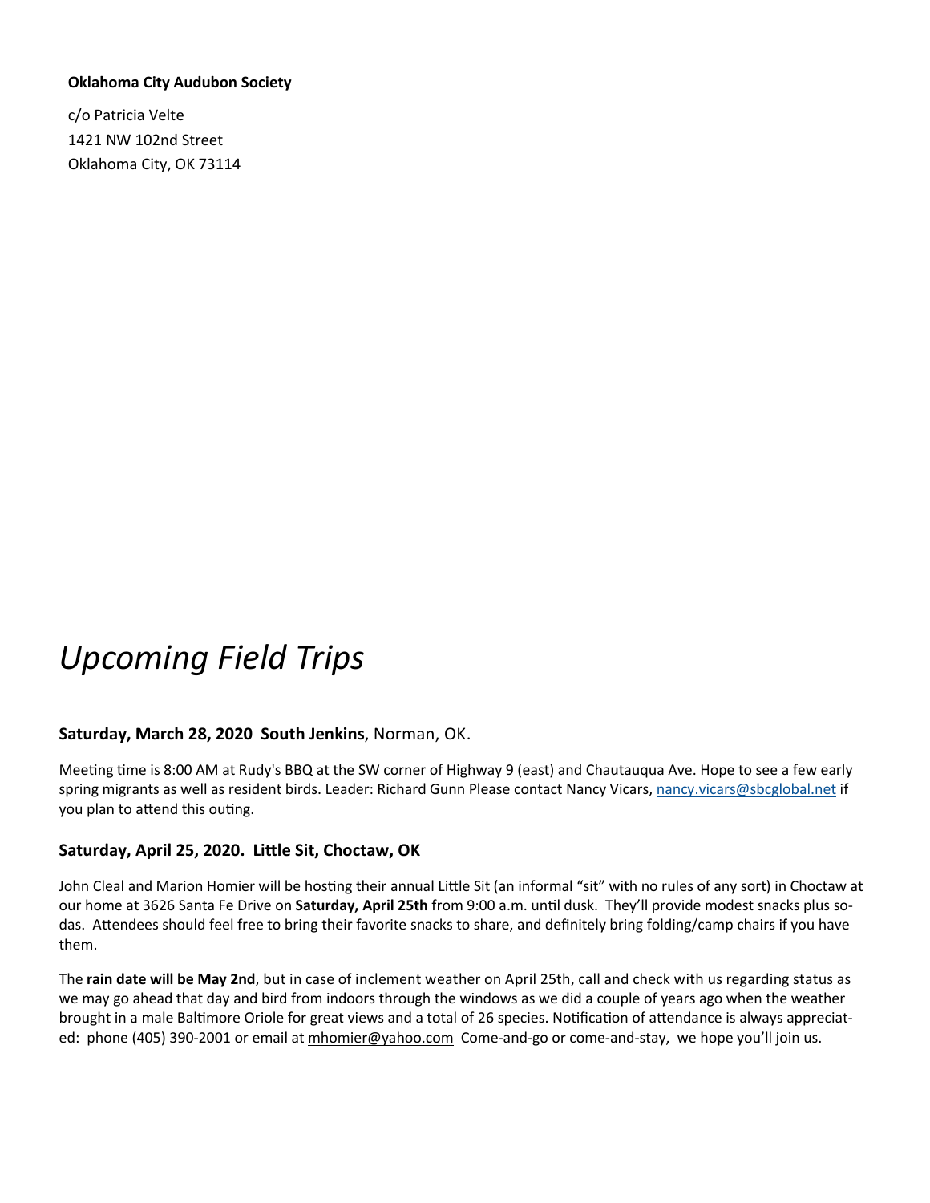**Oklahoma City Audubon Society**

c/o Patricia Velte
1421 NW 102nd Street
Oklahoma City, OK 73114

# *Upcoming Field Trips*

### **Saturday, March 28, 2020 South Jenkins**, Norman, OK.

Meeting time is 8:00 AM at Rudy's BBQ at the SW corner of Highway 9 (east) and Chautauqua Ave. Hope to see a few early spring migrants as well as resident birds. Leader: Richard Gunn Please contact Nancy Vicars, nancy.vicars@sbcglobal.net if you plan to attend this outing.

### **Saturday, April 25, 2020. Little Sit, Choctaw, OK**

John Cleal and Marion Homier will be hosting their annual Little Sit (an informal "sit" with no rules of any sort) in Choctaw at our home at 3626 Santa Fe Drive on **Saturday, April 25th** from 9:00 a.m. until dusk. They'll provide modest snacks plus sodas. Attendees should feel free to bring their favorite snacks to share, and definitely bring folding/camp chairs if you have them.

The **rain date will be May 2nd**, but in case of inclement weather on April 25th, call and check with us regarding status as we may go ahead that day and bird from indoors through the windows as we did a couple of years ago when the weather brought in a male Baltimore Oriole for great views and a total of 26 species. Notification of attendance is always appreciated: phone (405) 390-2001 or email at mhomier@yahoo.com Come-and-go or come-and-stay, we hope you'll join us.